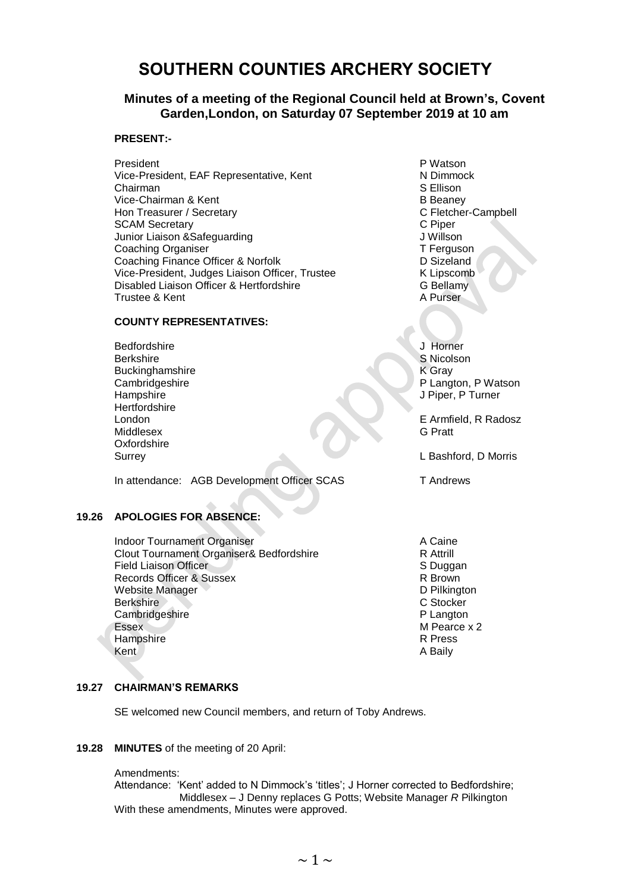# SOUTHERN COUNTIES ARCHERY SOCIETY

## Minutes of a meeting of the Regional Council held at Brown's, Covent Garden,London, on Saturday 07 September 2019 at 10 am

**PRESENT:-**

| | |
|---|---|
| President | P Watson |
| Vice-President, EAF Representative, Kent | N Dimmock |
| Chairman | S Ellison |
| Vice-Chairman & Kent | B Beaney |
| Hon Treasurer / Secretary | C Fletcher-Campbell |
| SCAM Secretary | C Piper |
| Junior Liaison &Safeguarding | J Willson |
| Coaching Organiser | T Ferguson |
| Coaching Finance Officer & Norfolk | D Sizeland |
| Vice-President, Judges Liaison Officer, Trustee | K Lipscomb |
| Disabled Liaison Officer & Hertfordshire | G Bellamy |
| Trustee & Kent | A Purser |

**COUNTY REPRESENTATIVES:**

| | |
|---|---|
| Bedfordshire | J Horner |
| Berkshire | S Nicolson |
| Buckinghamshire | K Gray |
| Cambridgeshire | P Langton, P Watson |
| Hampshire | J Piper, P Turner |
| Hertfordshire | |
| London | E Armfield, R Radosz |
| Middlesex | G Pratt |
| Oxfordshire | |
| Surrey | L Bashford, D Morris |

In attendance: AGB Development Officer SCAS — T Andrews

### 19.26 APOLOGIES FOR ABSENCE:

| | |
|---|---|
| Indoor Tournament Organiser | A Caine |
| Clout Tournament Organiser& Bedfordshire | R Attrill |
| Field Liaison Officer | S Duggan |
| Records Officer & Sussex | R Brown |
| Website Manager | D Pilkington |
| Berkshire | C Stocker |
| Cambridgeshire | P Langton |
| Essex | M Pearce x 2 |
| Hampshire | R Press |
| Kent | A Baily |

### 19.27 CHAIRMAN'S REMARKS

SE welcomed new Council members, and return of Toby Andrews.

### 19.28 MINUTES of the meeting of 20 April:

Amendments:

Attendance: 'Kent' added to N Dimmock's 'titles'; J Horner corrected to Bedfordshire; Middlesex – J Denny replaces G Potts; Website Manager *R* Pilkington

With these amendments, Minutes were approved.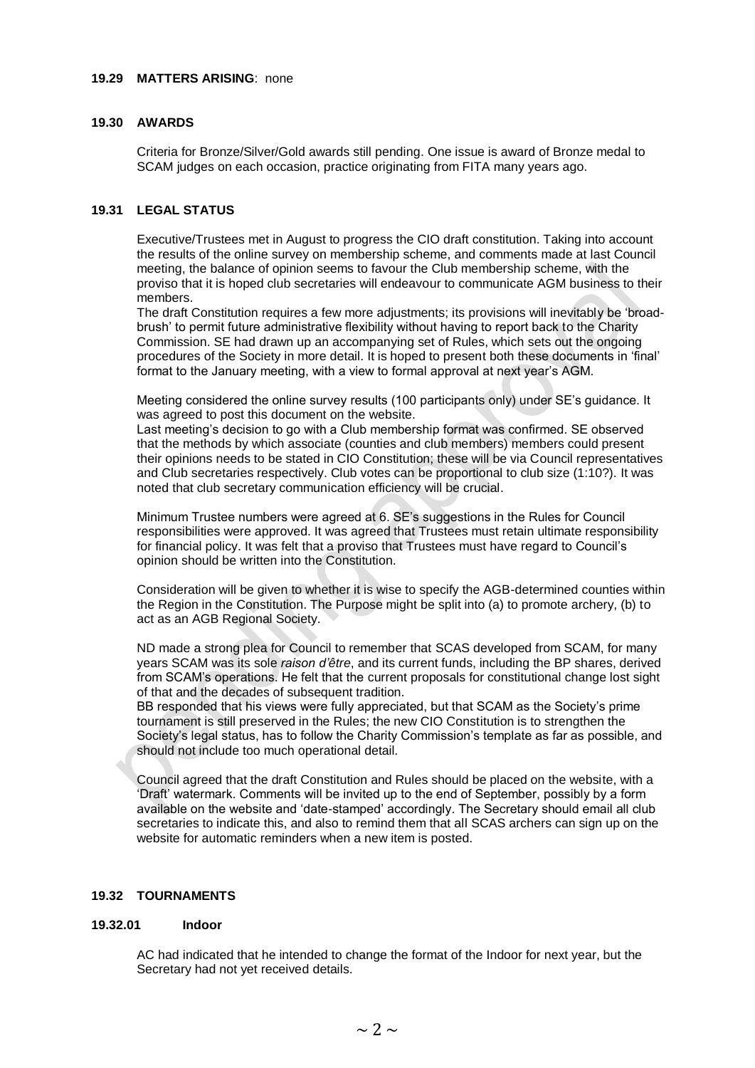### 19.29 MATTERS ARISING: none

### 19.30 AWARDS

Criteria for Bronze/Silver/Gold awards still pending. One issue is award of Bronze medal to SCAM judges on each occasion, practice originating from FITA many years ago.

### 19.31 LEGAL STATUS

Executive/Trustees met in August to progress the CIO draft constitution. Taking into account the results of the online survey on membership scheme, and comments made at last Council meeting, the balance of opinion seems to favour the Club membership scheme, with the proviso that it is hoped club secretaries will endeavour to communicate AGM business to their members.
The draft Constitution requires a few more adjustments; its provisions will inevitably be 'broad-brush' to permit future administrative flexibility without having to report back to the Charity Commission. SE had drawn up an accompanying set of Rules, which sets out the ongoing procedures of the Society in more detail. It is hoped to present both these documents in 'final' format to the January meeting, with a view to formal approval at next year's AGM.

Meeting considered the online survey results (100 participants only) under SE's guidance. It was agreed to post this document on the website.
Last meeting's decision to go with a Club membership format was confirmed. SE observed that the methods by which associate (counties and club members) members could present their opinions needs to be stated in CIO Constitution; these will be via Council representatives and Club secretaries respectively. Club votes can be proportional to club size (1:10?). It was noted that club secretary communication efficiency will be crucial.

Minimum Trustee numbers were agreed at 6. SE's suggestions in the Rules for Council responsibilities were approved. It was agreed that Trustees must retain ultimate responsibility for financial policy. It was felt that a proviso that Trustees must have regard to Council's opinion should be written into the Constitution.

Consideration will be given to whether it is wise to specify the AGB-determined counties within the Region in the Constitution. The Purpose might be split into (a) to promote archery, (b) to act as an AGB Regional Society.

ND made a strong plea for Council to remember that SCAS developed from SCAM, for many years SCAM was its sole *raison d'être*, and its current funds, including the BP shares, derived from SCAM's operations. He felt that the current proposals for constitutional change lost sight of that and the decades of subsequent tradition.
BB responded that his views were fully appreciated, but that SCAM as the Society's prime tournament is still preserved in the Rules; the new CIO Constitution is to strengthen the Society's legal status, has to follow the Charity Commission's template as far as possible, and should not include too much operational detail.

Council agreed that the draft Constitution and Rules should be placed on the website, with a 'Draft' watermark. Comments will be invited up to the end of September, possibly by a form available on the website and 'date-stamped' accordingly. The Secretary should email all club secretaries to indicate this, and also to remind them that all SCAS archers can sign up on the website for automatic reminders when a new item is posted.

### 19.32 TOURNAMENTS

#### 19.32.01 Indoor

AC had indicated that he intended to change the format of the Indoor for next year, but the Secretary had not yet received details.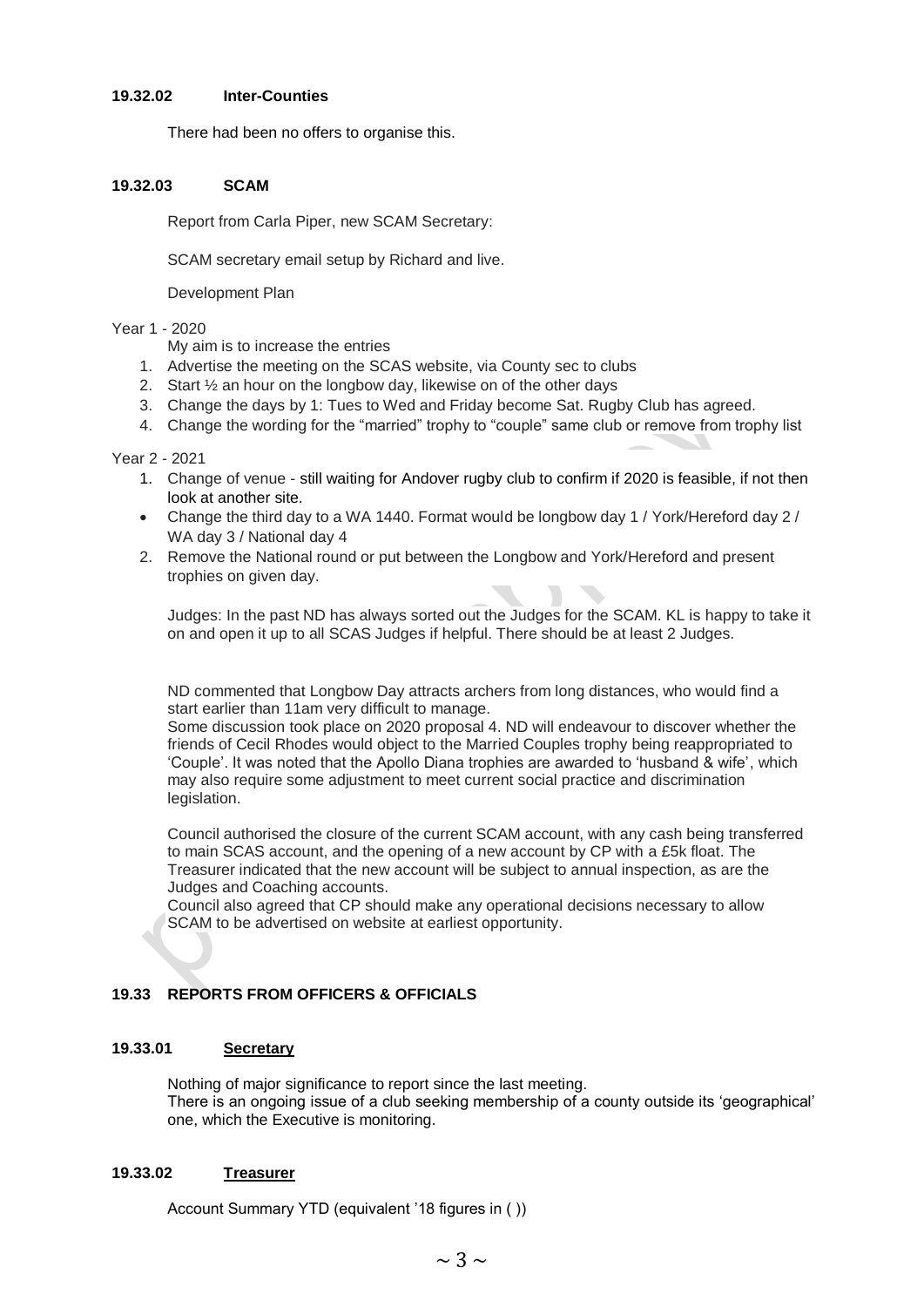#### 19.32.02 Inter-Counties

There had been no offers to organise this.

#### 19.32.03 SCAM

Report from Carla Piper, new SCAM Secretary:

SCAM secretary email setup by Richard and live.

Development Plan

Year 1 - 2020

My aim is to increase the entries

1. Advertise the meeting on the SCAS website, via County sec to clubs
2. Start ½ an hour on the longbow day, likewise on of the other days
3. Change the days by 1: Tues to Wed and Friday become Sat. Rugby Club has agreed.
4. Change the wording for the "married" trophy to "couple" same club or remove from trophy list

Year 2 - 2021

1. Change of venue - still waiting for Andover rugby club to confirm if 2020 is feasible, if not then look at another site.
   - Change the third day to a WA 1440. Format would be longbow day 1 / York/Hereford day 2 / WA day 3 / National day 4
2. Remove the National round or put between the Longbow and York/Hereford and present trophies on given day.

Judges: In the past ND has always sorted out the Judges for the SCAM. KL is happy to take it on and open it up to all SCAS Judges if helpful. There should be at least 2 Judges.

ND commented that Longbow Day attracts archers from long distances, who would find a start earlier than 11am very difficult to manage.
Some discussion took place on 2020 proposal 4. ND will endeavour to discover whether the friends of Cecil Rhodes would object to the Married Couples trophy being reappropriated to 'Couple'. It was noted that the Apollo Diana trophies are awarded to 'husband & wife', which may also require some adjustment to meet current social practice and discrimination legislation.

Council authorised the closure of the current SCAM account, with any cash being transferred to main SCAS account, and the opening of a new account by CP with a £5k float. The Treasurer indicated that the new account will be subject to annual inspection, as are the Judges and Coaching accounts.
Council also agreed that CP should make any operational decisions necessary to allow SCAM to be advertised on website at earliest opportunity.

### 19.33 REPORTS FROM OFFICERS & OFFICIALS

#### 19.33.01 Secretary

Nothing of major significance to report since the last meeting.
There is an ongoing issue of a club seeking membership of a county outside its 'geographical' one, which the Executive is monitoring.

#### 19.33.02 Treasurer

Account Summary YTD (equivalent '18 figures in ( ))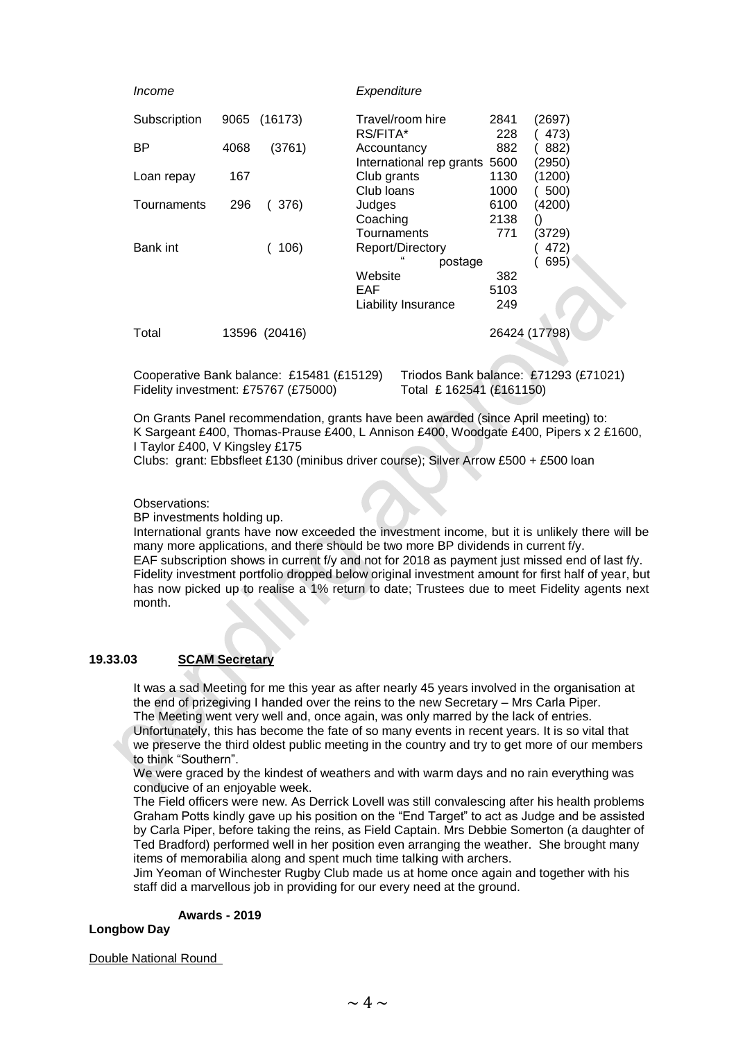| *Income* | | | *Expenditure* | | |
|---|---|---|---|---|---|
| Subscription | 9065 | (16173) | Travel/room hire | 2841 | (2697) |
| | | | RS/FITA* | 228 | ( 473) |
| BP | 4068 | (3761) | Accountancy | 882 | ( 882) |
| | | | International rep grants | 5600 | (2950) |
| Loan repay | 167 | | Club grants | 1130 | (1200) |
| | | | Club loans | 1000 | ( 500) |
| Tournaments | 296 | ( 376) | Judges | 6100 | (4200) |
| | | | Coaching | 2138 | () |
| | | | Tournaments | 771 | (3729) |
| Bank int | | ( 106) | Report/Directory | | ( 472) |
| | | | " postage | | ( 695) |
| | | | Website | 382 | |
| | | | EAF | 5103 | |
| | | | Liability Insurance | 249 | |
| Total | 13596 | (20416) | | 26424 | (17798) |

Cooperative Bank balance: £15481 (£15129)   Triodos Bank balance: £71293 (£71021)
Fidelity investment: £75767 (£75000)   Total £ 162541 (£161150)

On Grants Panel recommendation, grants have been awarded (since April meeting) to:
K Sargeant £400, Thomas-Prause £400, L Annison £400, Woodgate £400, Pipers x 2 £1600, I Taylor £400, V Kingsley £175
Clubs: grant: Ebbsfleet £130 (minibus driver course); Silver Arrow £500 + £500 loan

Observations:
BP investments holding up.
International grants have now exceeded the investment income, but it is unlikely there will be many more applications, and there should be two more BP dividends in current f/y.
EAF subscription shows in current f/y and not for 2018 as payment just missed end of last f/y.
Fidelity investment portfolio dropped below original investment amount for first half of year, but has now picked up to realise a 1% return to date; Trustees due to meet Fidelity agents next month.

## 19.33.03 SCAM Secretary

It was a sad Meeting for me this year as after nearly 45 years involved in the organisation at the end of prizegiving I handed over the reins to the new Secretary – Mrs Carla Piper.
The Meeting went very well and, once again, was only marred by the lack of entries. Unfortunately, this has become the fate of so many events in recent years. It is so vital that we preserve the third oldest public meeting in the country and try to get more of our members to think "Southern".
We were graced by the kindest of weathers and with warm days and no rain everything was conducive of an enjoyable week.
The Field officers were new. As Derrick Lovell was still convalescing after his health problems Graham Potts kindly gave up his position on the "End Target" to act as Judge and be assisted by Carla Piper, before taking the reins, as Field Captain. Mrs Debbie Somerton (a daughter of Ted Bradford) performed well in her position even arranging the weather. She brought many items of memorabilia along and spent much time talking with archers.
Jim Yeoman of Winchester Rugby Club made us at home once again and together with his staff did a marvellous job in providing for our every need at the ground.

**Awards - 2019**

**Longbow Day**

Double National Round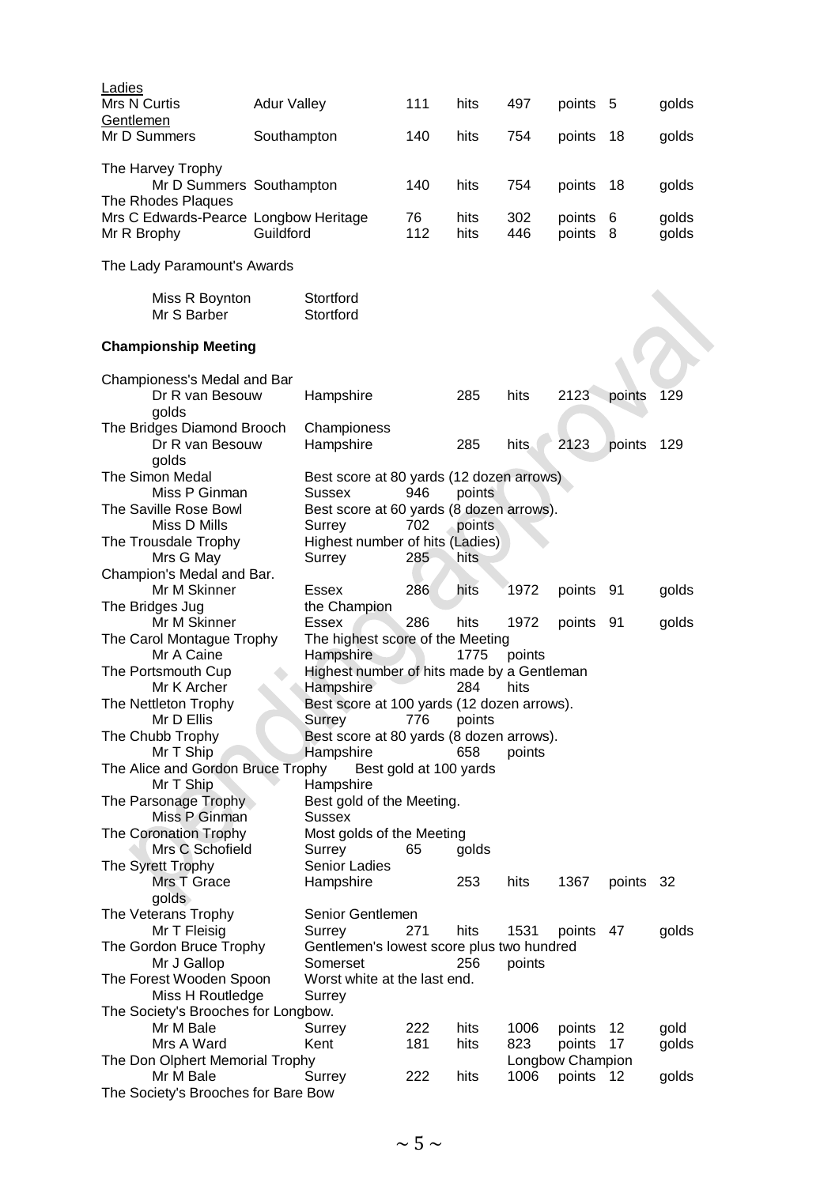Ladies

| | | | | | | | |
|---|---|---|---|---|---|---|---|
| Mrs N Curtis | Adur Valley | 111 | hits | 497 | points | 5 | golds |

Gentlemen

| | | | | | | | |
|---|---|---|---|---|---|---|---|
| Mr D Summers | Southampton | 140 | hits | 754 | points | 18 | golds |

The Harvey Trophy

| | | | | | | | |
|---|---|---|---|---|---|---|---|
| Mr D Summers | Southampton | 140 | hits | 754 | points | 18 | golds |

The Rhodes Plaques

| | | | | | | | |
|---|---|---|---|---|---|---|---|
| Mrs C Edwards-Pearce | Longbow Heritage | 76 | hits | 302 | points | 6 | golds |
| Mr R Brophy | Guildford | 112 | hits | 446 | points | 8 | golds |

The Lady Paramount's Awards

| | |
|---|---|
| Miss R Boynton | Stortford |
| Mr S Barber | Stortford |

**Championship Meeting**

Championess's Medal and Bar
Dr R van Besouw — Hampshire — 285 hits — 2123 points — 129 golds

The Bridges Diamond Brooch — Championess
Dr R van Besouw — Hampshire — 285 hits — 2123 points — 129 golds

The Simon Medal — Best score at 80 yards (12 dozen arrows)
Miss P Ginman — Sussex — 946 points

The Saville Rose Bowl — Best score at 60 yards (8 dozen arrows).
Miss D Mills — Surrey — 702 points

The Trousdale Trophy — Highest number of hits (Ladies)
Mrs G May — Surrey — 285 hits

Champion's Medal and Bar.
Mr M Skinner — Essex — 286 hits — 1972 points — 91 golds

The Bridges Jug — the Champion
Mr M Skinner — Essex — 286 hits — 1972 points — 91 golds

The Carol Montague Trophy — The highest score of the Meeting
Mr A Caine — Hampshire — 1775 points

The Portsmouth Cup — Highest number of hits made by a Gentleman
Mr K Archer — Hampshire — 284 hits

The Nettleton Trophy — Best score at 100 yards (12 dozen arrows).
Mr D Ellis — Surrey — 776 points

The Chubb Trophy — Best score at 80 yards (8 dozen arrows).
Mr T Ship — Hampshire — 658 points

The Alice and Gordon Bruce Trophy — Best gold at 100 yards
Mr T Ship — Hampshire

The Parsonage Trophy — Best gold of the Meeting.
Miss P Ginman — Sussex

The Coronation Trophy — Most golds of the Meeting
Mrs C Schofield — Surrey — 65 golds

The Syrett Trophy — Senior Ladies
Mrs T Grace — Hampshire — 253 hits — 1367 points — 32 golds

The Veterans Trophy — Senior Gentlemen
Mr T Fleisig — Surrey — 271 hits — 1531 points — 47 golds

The Gordon Bruce Trophy — Gentlemen's lowest score plus two hundred
Mr J Gallop — Somerset — 256 points

The Forest Wooden Spoon — Worst white at the last end.
Miss H Routledge — Surrey

The Society's Brooches for Longbow.

| | | | | | | | |
|---|---|---|---|---|---|---|---|
| Mr M Bale | Surrey | 222 | hits | 1006 | points | 12 | gold |
| Mrs A Ward | Kent | 181 | hits | 823 | points | 17 | golds |

The Don Olphert Memorial Trophy — Longbow Champion
Mr M Bale — Surrey — 222 hits — 1006 points — 12 golds

The Society's Brooches for Bare Bow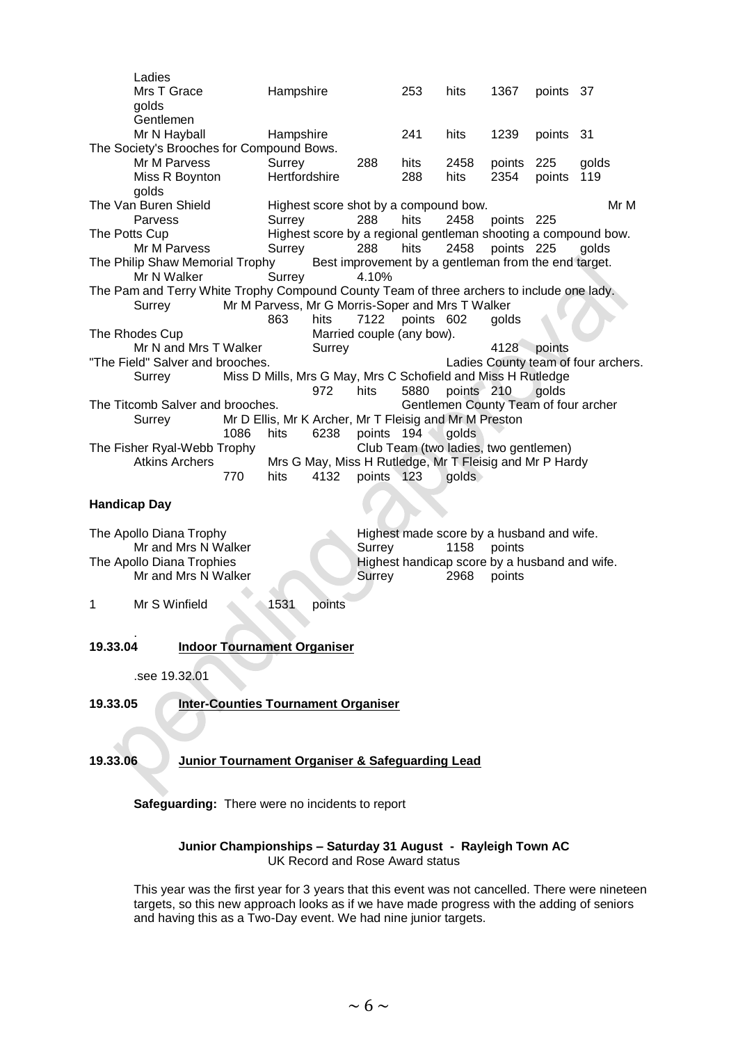Ladies

Mrs T Grace Hampshire 253 hits 1367 points 37 golds

Gentlemen

Mr N Hayball Hampshire 241 hits 1239 points 31

The Society's Brooches for Compound Bows.

Mr M Parvess Surrey 288 hits 2458 points 225 golds

Miss R Boynton Hertfordshire 288 hits 2354 points 119 golds

The Van Buren Shield Highest score shot by a compound bow. Mr M Parvess Surrey 288 hits 2458 points 225

The Potts Cup Highest score by a regional gentleman shooting a compound bow.

Mr M Parvess Surrey 288 hits 2458 points 225 golds

The Philip Shaw Memorial Trophy Best improvement by a gentleman from the end target.

Mr N Walker Surrey 4.10%

The Pam and Terry White Trophy Compound County Team of three archers to include one lady.

Surrey Mr M Parvess, Mr G Morris-Soper and Mrs T Walker
863 hits 7122 points 602 golds

The Rhodes Cup Married couple (any bow).

Mr N and Mrs T Walker Surrey 4128 points

"The Field" Salver and brooches. Ladies County team of four archers.

Surrey Miss D Mills, Mrs G May, Mrs C Schofield and Miss H Rutledge
972 hits 5880 points 210 golds

The Titcomb Salver and brooches. Gentlemen County Team of four archer

Surrey Mr D Ellis, Mr K Archer, Mr T Fleisig and Mr M Preston
1086 hits 6238 points 194 golds

The Fisher Ryal-Webb Trophy Club Team (two ladies, two gentlemen)

Atkins Archers Mrs G May, Miss H Rutledge, Mr T Fleisig and Mr P Hardy
770 hits 4132 points 123 golds

**Handicap Day**

The Apollo Diana Trophy Highest made score by a husband and wife.

Mr and Mrs N Walker Surrey 1158 points

The Apollo Diana Trophies Highest handicap score by a husband and wife.

Mr and Mrs N Walker Surrey 2968 points

1 Mr S Winfield 1531 points

.

**19.33.04 Indoor Tournament Organiser**

.see 19.32.01

**19.33.05 Inter-Counties Tournament Organiser**

**19.33.06 Junior Tournament Organiser & Safeguarding Lead**

**Safeguarding:** There were no incidents to report

**Junior Championships – Saturday 31 August - Rayleigh Town AC**
UK Record and Rose Award status

This year was the first year for 3 years that this event was not cancelled. There were nineteen targets, so this new approach looks as if we have made progress with the adding of seniors and having this as a Two-Day event. We had nine junior targets.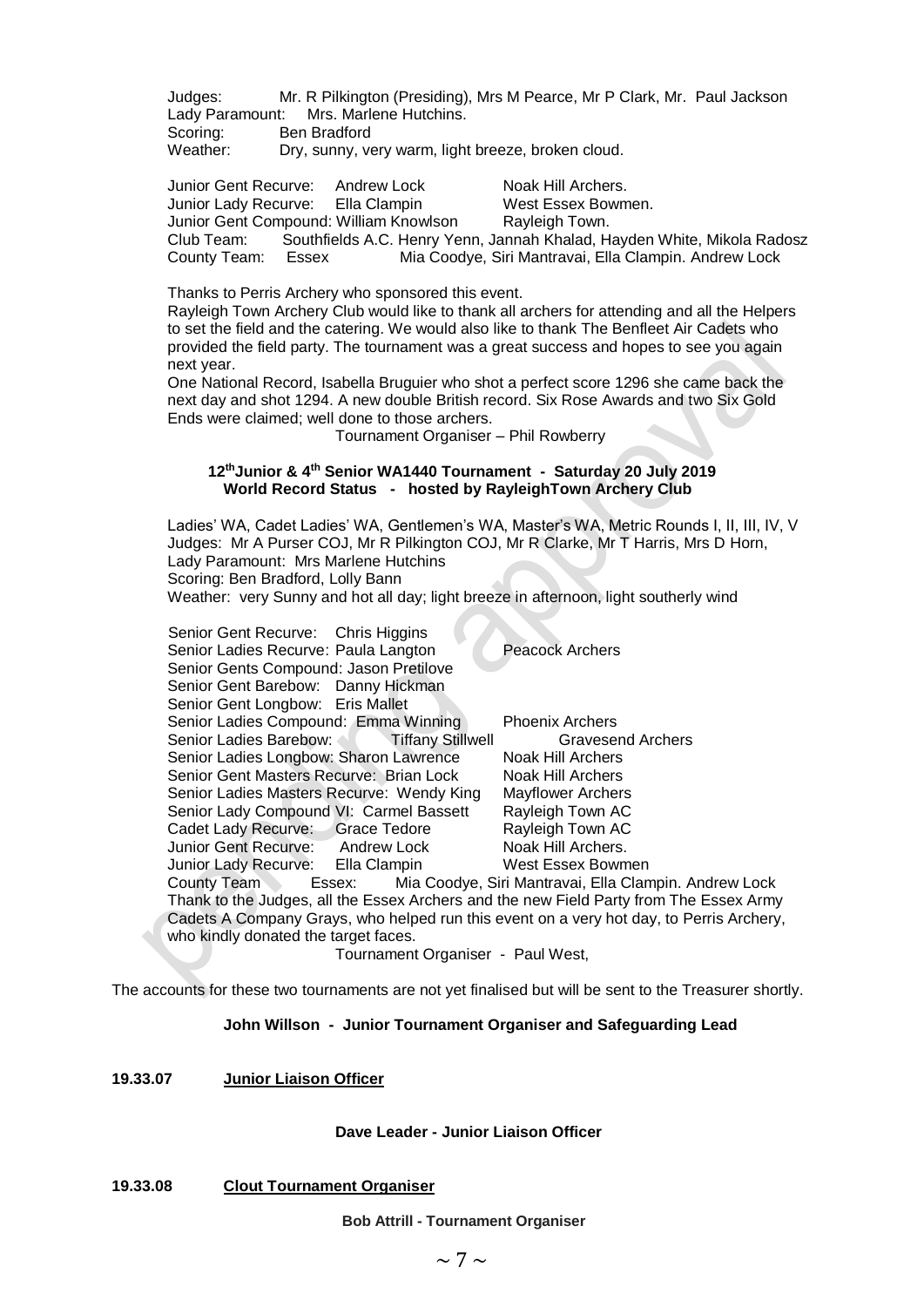Judges: Mr. R Pilkington (Presiding), Mrs M Pearce, Mr P Clark, Mr. Paul Jackson
Lady Paramount: Mrs. Marlene Hutchins.
Scoring: Ben Bradford
Weather: Dry, sunny, very warm, light breeze, broken cloud.

Junior Gent Recurve: Andrew Lock — Noak Hill Archers.
Junior Lady Recurve: Ella Clampin — West Essex Bowmen.
Junior Gent Compound: William Knowlson — Rayleigh Town.
Club Team: Southfields A.C. Henry Yenn, Jannah Khalad, Hayden White, Mikola Radosz
County Team: Essex — Mia Coodye, Siri Mantravai, Ella Clampin. Andrew Lock

Thanks to Perris Archery who sponsored this event.

Rayleigh Town Archery Club would like to thank all archers for attending and all the Helpers to set the field and the catering. We would also like to thank The Benfleet Air Cadets who provided the field party. The tournament was a great success and hopes to see you again next year.

One National Record, Isabella Bruguier who shot a perfect score 1296 she came back the next day and shot 1294. A new double British record. Six Rose Awards and two Six Gold Ends were claimed; well done to those archers.

Tournament Organiser – Phil Rowberry

**12th Junior & 4th Senior WA1440 Tournament - Saturday 20 July 2019**
**World Record Status - hosted by RayleighTown Archery Club**

Ladies' WA, Cadet Ladies' WA, Gentlemen's WA, Master's WA, Metric Rounds I, II, III, IV, V
Judges: Mr A Purser COJ, Mr R Pilkington COJ, Mr R Clarke, Mr T Harris, Mrs D Horn,
Lady Paramount: Mrs Marlene Hutchins
Scoring: Ben Bradford, Lolly Bann
Weather: very Sunny and hot all day; light breeze in afternoon, light southerly wind

Senior Gent Recurve: Chris Higgins
Senior Ladies Recurve: Paula Langton — Peacock Archers
Senior Gents Compound: Jason Pretilove
Senior Gent Barebow: Danny Hickman
Senior Gent Longbow: Eris Mallet
Senior Ladies Compound: Emma Winning — Phoenix Archers
Senior Ladies Barebow: Tiffany Stillwell — Gravesend Archers
Senior Ladies Longbow: Sharon Lawrence — Noak Hill Archers
Senior Gent Masters Recurve: Brian Lock — Noak Hill Archers
Senior Ladies Masters Recurve: Wendy King — Mayflower Archers
Senior Lady Compound VI: Carmel Bassett — Rayleigh Town AC
Cadet Lady Recurve: Grace Tedore — Rayleigh Town AC
Junior Gent Recurve: Andrew Lock — Noak Hill Archers.
Junior Lady Recurve: Ella Clampin — West Essex Bowmen
County Team Essex: Mia Coodye, Siri Mantravai, Ella Clampin. Andrew Lock

Thank to the Judges, all the Essex Archers and the new Field Party from The Essex Army Cadets A Company Grays, who helped run this event on a very hot day, to Perris Archery, who kindly donated the target faces.

Tournament Organiser - Paul West,

The accounts for these two tournaments are not yet finalised but will be sent to the Treasurer shortly.

**John Willson - Junior Tournament Organiser and Safeguarding Lead**

## 19.33.07 Junior Liaison Officer

**Dave Leader - Junior Liaison Officer**

## 19.33.08 Clout Tournament Organiser

**Bob Attrill - Tournament Organiser**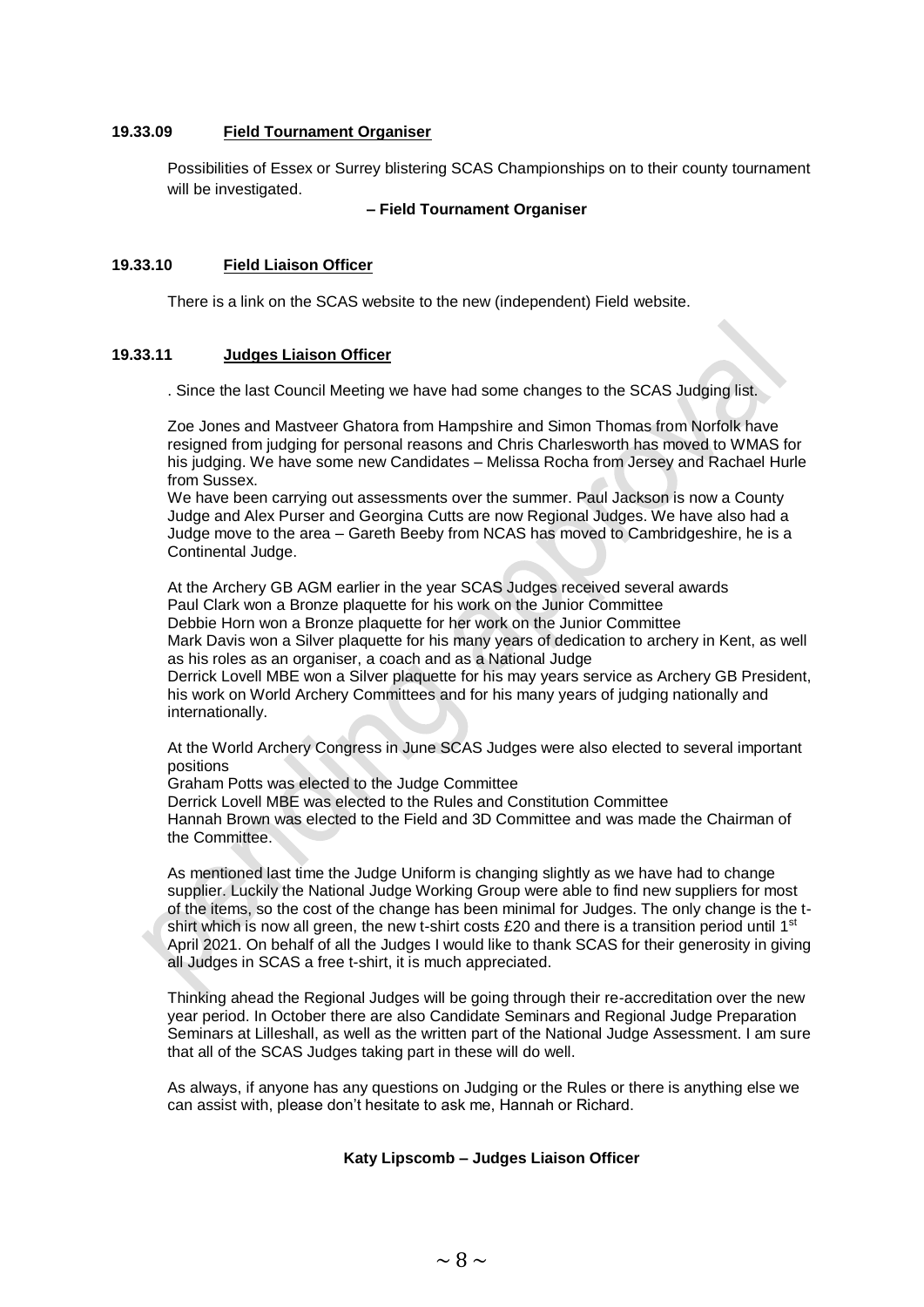### 19.33.09 Field Tournament Organiser

Possibilities of Essex or Surrey blistering SCAS Championships on to their county tournament will be investigated.

**– Field Tournament Organiser**

### 19.33.10 Field Liaison Officer

There is a link on the SCAS website to the new (independent) Field website.

### 19.33.11 Judges Liaison Officer

. Since the last Council Meeting we have had some changes to the SCAS Judging list.

Zoe Jones and Mastveer Ghatora from Hampshire and Simon Thomas from Norfolk have resigned from judging for personal reasons and Chris Charlesworth has moved to WMAS for his judging. We have some new Candidates – Melissa Rocha from Jersey and Rachael Hurle from Sussex.

We have been carrying out assessments over the summer. Paul Jackson is now a County Judge and Alex Purser and Georgina Cutts are now Regional Judges. We have also had a Judge move to the area – Gareth Beeby from NCAS has moved to Cambridgeshire, he is a Continental Judge.

At the Archery GB AGM earlier in the year SCAS Judges received several awards
Paul Clark won a Bronze plaquette for his work on the Junior Committee
Debbie Horn won a Bronze plaquette for her work on the Junior Committee
Mark Davis won a Silver plaquette for his many years of dedication to archery in Kent, as well as his roles as an organiser, a coach and as a National Judge
Derrick Lovell MBE won a Silver plaquette for his may years service as Archery GB President, his work on World Archery Committees and for his many years of judging nationally and internationally.

At the World Archery Congress in June SCAS Judges were also elected to several important positions
Graham Potts was elected to the Judge Committee
Derrick Lovell MBE was elected to the Rules and Constitution Committee
Hannah Brown was elected to the Field and 3D Committee and was made the Chairman of the Committee.

As mentioned last time the Judge Uniform is changing slightly as we have had to change supplier. Luckily the National Judge Working Group were able to find new suppliers for most of the items, so the cost of the change has been minimal for Judges. The only change is the t-shirt which is now all green, the new t-shirt costs £20 and there is a transition period until 1st April 2021. On behalf of all the Judges I would like to thank SCAS for their generosity in giving all Judges in SCAS a free t-shirt, it is much appreciated.

Thinking ahead the Regional Judges will be going through their re-accreditation over the new year period. In October there are also Candidate Seminars and Regional Judge Preparation Seminars at Lilleshall, as well as the written part of the National Judge Assessment. I am sure that all of the SCAS Judges taking part in these will do well.

As always, if anyone has any questions on Judging or the Rules or there is anything else we can assist with, please don't hesitate to ask me, Hannah or Richard.

**Katy Lipscomb – Judges Liaison Officer**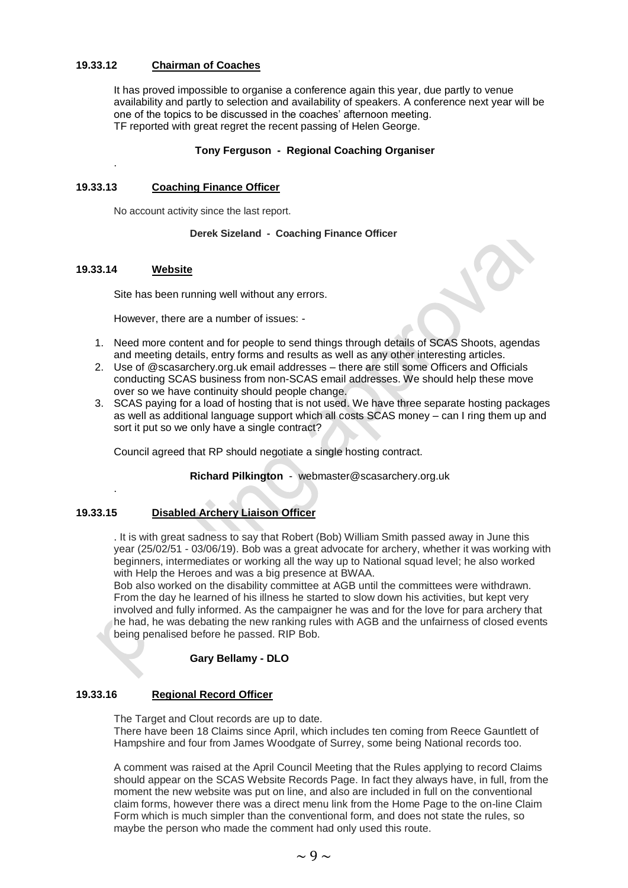### 19.33.12 Chairman of Coaches

It has proved impossible to organise a conference again this year, due partly to venue availability and partly to selection and availability of speakers. A conference next year will be one of the topics to be discussed in the coaches' afternoon meeting.
TF reported with great regret the recent passing of Helen George.

**Tony Ferguson - Regional Coaching Organiser**

.

### 19.33.13 Coaching Finance Officer

No account activity since the last report.

**Derek Sizeland - Coaching Finance Officer**

### 19.33.14 Website

Site has been running well without any errors.

However, there are a number of issues: -

1. Need more content and for people to send things through details of SCAS Shoots, agendas and meeting details, entry forms and results as well as any other interesting articles.
2. Use of @scasarchery.org.uk email addresses – there are still some Officers and Officials conducting SCAS business from non-SCAS email addresses. We should help these move over so we have continuity should people change.
3. SCAS paying for a load of hosting that is not used. We have three separate hosting packages as well as additional language support which all costs SCAS money – can I ring them up and sort it put so we only have a single contract?

Council agreed that RP should negotiate a single hosting contract.

**Richard Pilkington** - webmaster@scasarchery.org.uk

.

### 19.33.15 Disabled Archery Liaison Officer

. It is with great sadness to say that Robert (Bob) William Smith passed away in June this year (25/02/51 - 03/06/19). Bob was a great advocate for archery, whether it was working with beginners, intermediates or working all the way up to National squad level; he also worked with Help the Heroes and was a big presence at BWAA.
Bob also worked on the disability committee at AGB until the committees were withdrawn. From the day he learned of his illness he started to slow down his activities, but kept very involved and fully informed. As the campaigner he was and for the love for para archery that he had, he was debating the new ranking rules with AGB and the unfairness of closed events being penalised before he passed. RIP Bob.

**Gary Bellamy - DLO**

### 19.33.16 Regional Record Officer

The Target and Clout records are up to date.
There have been 18 Claims since April, which includes ten coming from Reece Gauntlett of Hampshire and four from James Woodgate of Surrey, some being National records too.

A comment was raised at the April Council Meeting that the Rules applying to record Claims should appear on the SCAS Website Records Page. In fact they always have, in full, from the moment the new website was put on line, and also are included in full on the conventional claim forms, however there was a direct menu link from the Home Page to the on-line Claim Form which is much simpler than the conventional form, and does not state the rules, so maybe the person who made the comment had only used this route.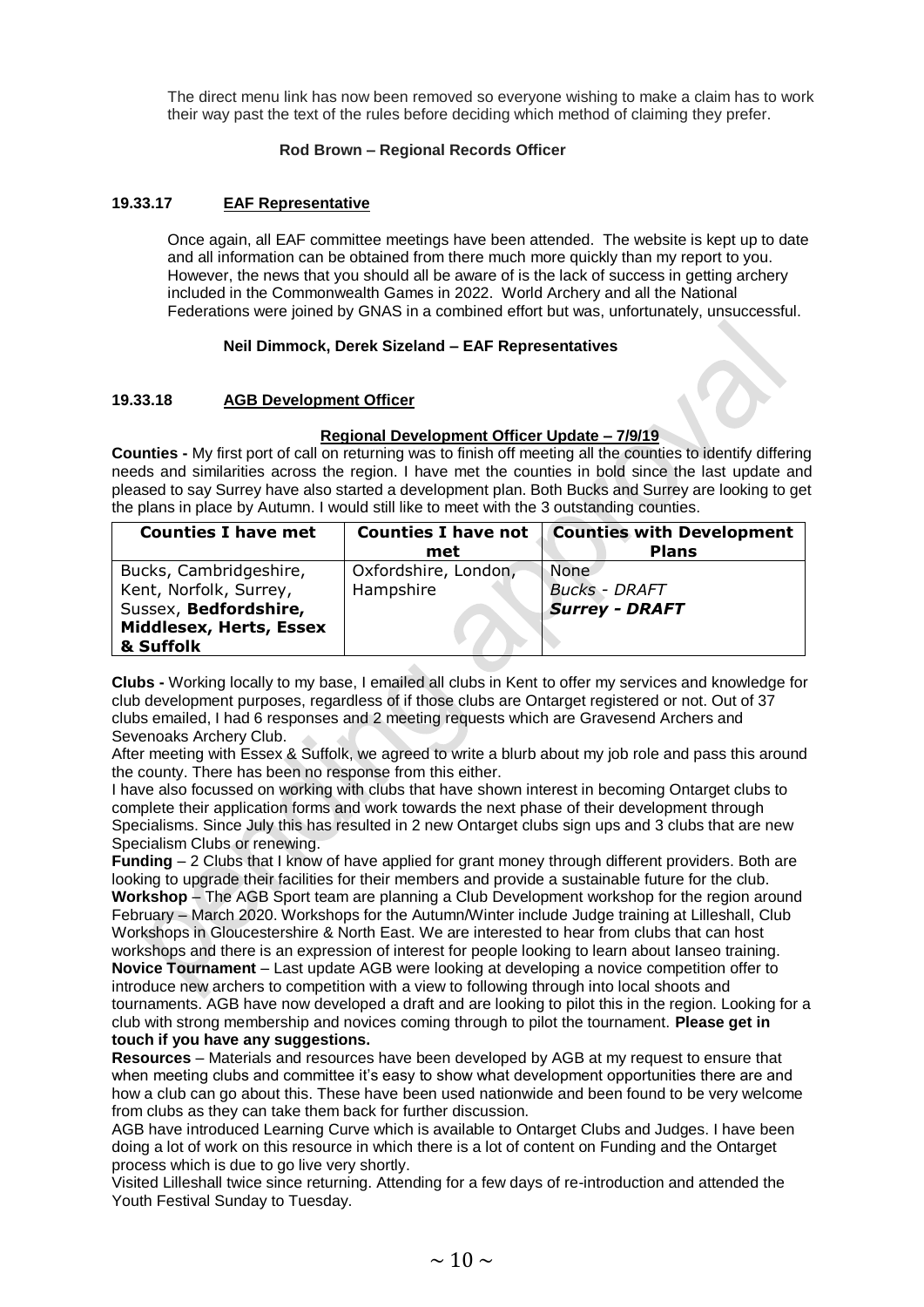The direct menu link has now been removed so everyone wishing to make a claim has to work their way past the text of the rules before deciding which method of claiming they prefer.

**Rod Brown – Regional Records Officer**

### 19.33.17 EAF Representative

Once again, all EAF committee meetings have been attended. The website is kept up to date and all information can be obtained from there much more quickly than my report to you. However, the news that you should all be aware of is the lack of success in getting archery included in the Commonwealth Games in 2022. World Archery and all the National Federations were joined by GNAS in a combined effort but was, unfortunately, unsuccessful.

**Neil Dimmock, Derek Sizeland – EAF Representatives**

### 19.33.18 AGB Development Officer

**Regional Development Officer Update – 7/9/19**

**Counties -** My first port of call on returning was to finish off meeting all the counties to identify differing needs and similarities across the region. I have met the counties in bold since the last update and pleased to say Surrey have also started a development plan. Both Bucks and Surrey are looking to get the plans in place by Autumn. I would still like to meet with the 3 outstanding counties.

| Counties I have met | Counties I have not met | Counties with Development Plans |
|---|---|---|
| Bucks, Cambridgeshire, Kent, Norfolk, Surrey, Sussex, **Bedfordshire, Middlesex, Herts, Essex & Suffolk** | Oxfordshire, London, Hampshire | None<br>*Bucks - DRAFT*<br>***Surrey - DRAFT*** |

**Clubs -** Working locally to my base, I emailed all clubs in Kent to offer my services and knowledge for club development purposes, regardless of if those clubs are Ontarget registered or not. Out of 37 clubs emailed, I had 6 responses and 2 meeting requests which are Gravesend Archers and Sevenoaks Archery Club.

After meeting with Essex & Suffolk, we agreed to write a blurb about my job role and pass this around the county. There has been no response from this either.

I have also focussed on working with clubs that have shown interest in becoming Ontarget clubs to complete their application forms and work towards the next phase of their development through Specialisms. Since July this has resulted in 2 new Ontarget clubs sign ups and 3 clubs that are new Specialism Clubs or renewing.

**Funding** – 2 Clubs that I know of have applied for grant money through different providers. Both are looking to upgrade their facilities for their members and provide a sustainable future for the club.

**Workshop** – The AGB Sport team are planning a Club Development workshop for the region around February – March 2020. Workshops for the Autumn/Winter include Judge training at Lilleshall, Club Workshops in Gloucestershire & North East. We are interested to hear from clubs that can host workshops and there is an expression of interest for people looking to learn about Ianseo training.

**Novice Tournament** – Last update AGB were looking at developing a novice competition offer to introduce new archers to competition with a view to following through into local shoots and tournaments. AGB have now developed a draft and are looking to pilot this in the region. Looking for a club with strong membership and novices coming through to pilot the tournament. **Please get in touch if you have any suggestions.**

**Resources** – Materials and resources have been developed by AGB at my request to ensure that when meeting clubs and committee it's easy to show what development opportunities there are and how a club can go about this. These have been used nationwide and been found to be very welcome from clubs as they can take them back for further discussion.

AGB have introduced Learning Curve which is available to Ontarget Clubs and Judges. I have been doing a lot of work on this resource in which there is a lot of content on Funding and the Ontarget process which is due to go live very shortly.

Visited Lilleshall twice since returning. Attending for a few days of re-introduction and attended the Youth Festival Sunday to Tuesday.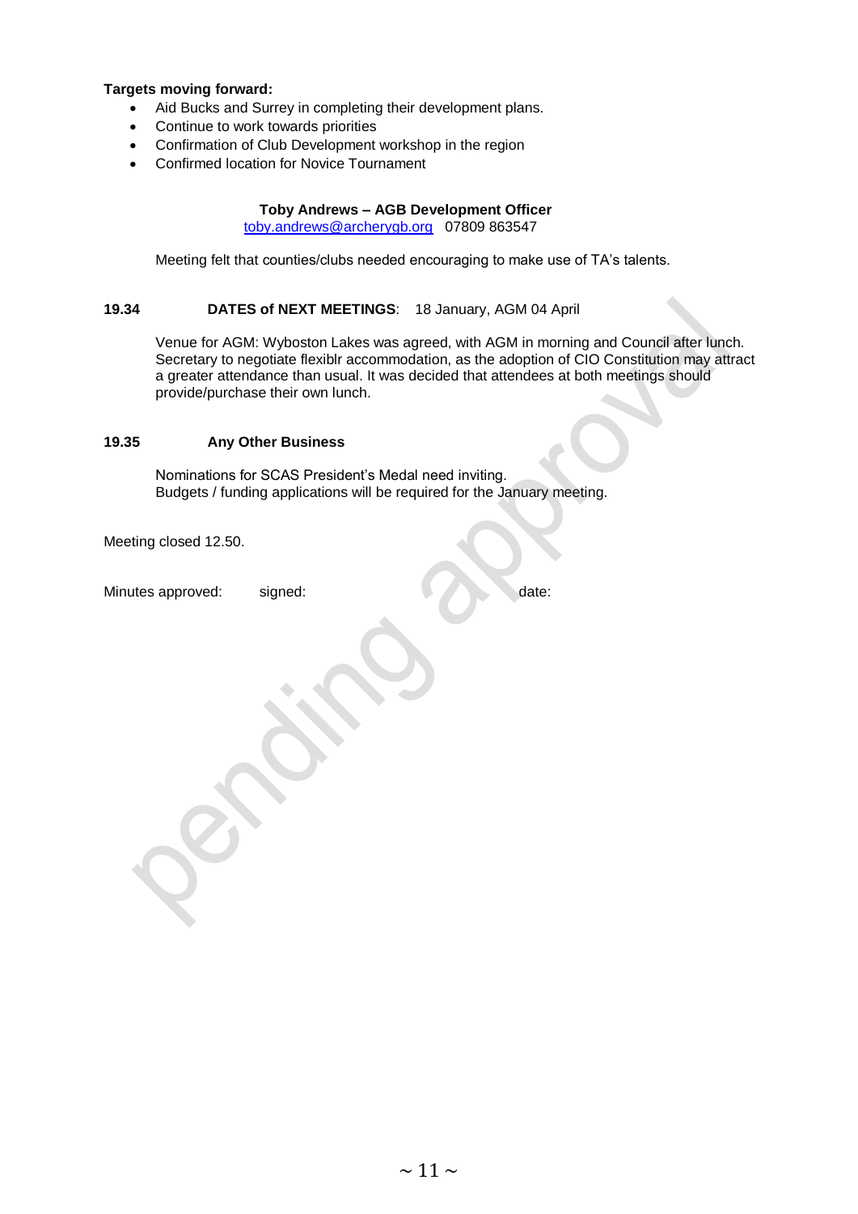**Targets moving forward:**

- Aid Bucks and Surrey in completing their development plans.
- Continue to work towards priorities
- Confirmation of Club Development workshop in the region
- Confirmed location for Novice Tournament

**Toby Andrews – AGB Development Officer**
toby.andrews@archerygb.org 07809 863547

Meeting felt that counties/clubs needed encouraging to make use of TA's talents.

**19.34 DATES of NEXT MEETINGS**: 18 January, AGM 04 April

Venue for AGM: Wyboston Lakes was agreed, with AGM in morning and Council after lunch. Secretary to negotiate flexiblr accommodation, as the adoption of CIO Constitution may attract a greater attendance than usual. It was decided that attendees at both meetings should provide/purchase their own lunch.

**19.35 Any Other Business**

Nominations for SCAS President's Medal need inviting.
Budgets / funding applications will be required for the January meeting.

Meeting closed 12.50.

Minutes approved: signed: date:

pending approval